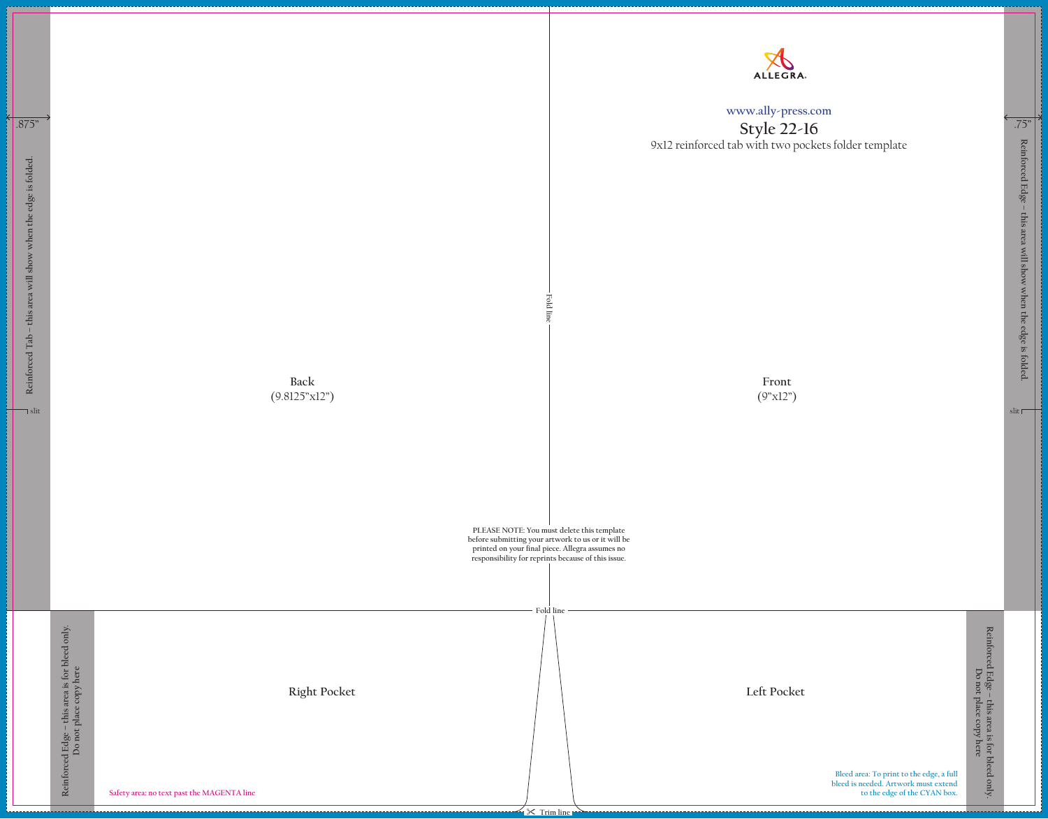ALLEGRA

www.ally-press.com

# Style 22-16

9x12 reinforced tab with two pockets folder template

.875"

Reinforced Tab – this area will show when the edge is folded.

slit

.75"

Reinforced Edge – this area will show when the edge is folded.

slit

Fold line

Back
(9.8125"x12")

Front
(9"x12")

PLEASE NOTE: You must delete this template before submitting your artwork to us or it will be printed on your final piece. Allegra assumes no responsibility for reprints because of this issue.

Fold line

Reinforced Edge – this area is for bleed only.
Do not place copy here

Right Pocket

Left Pocket

Reinforced Edge – this area is for bleed only.
Do not place copy here

Safety area: no text past the MAGENTA line

Bleed area: To print to the edge, a full bleed is needed. Artwork must extend to the edge of the CYAN box.

Trim line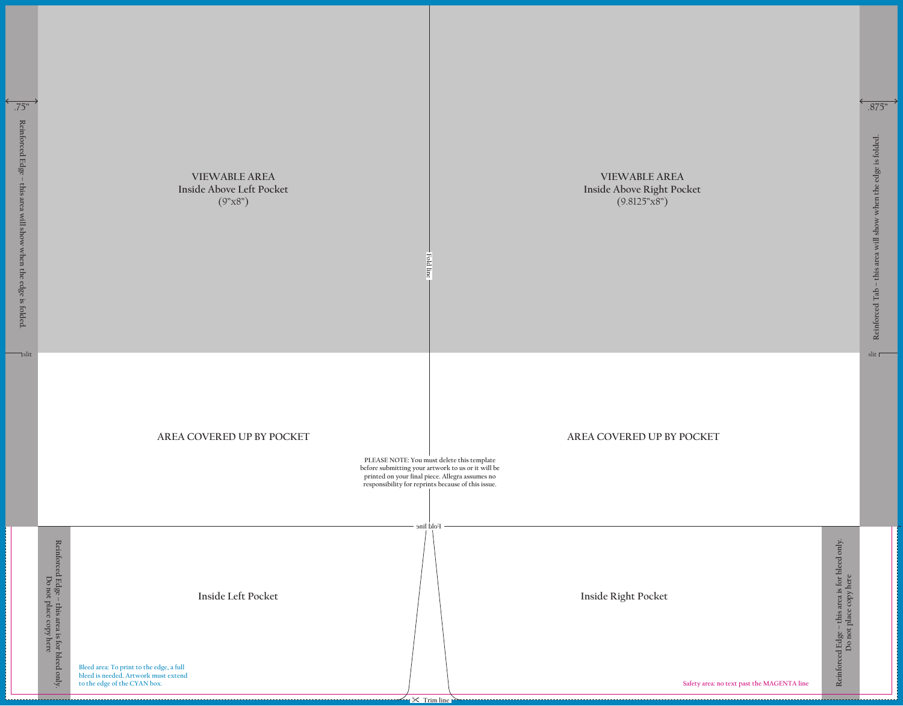.75"

Reinforced Edge – this area will show when the edge is folded.

slit

VIEWABLE AREA
Inside Above Left Pocket
(9"x8")

Fold line

VIEWABLE AREA
Inside Above Right Pocket
(9.8125"x8")

.875"

Reinforced Tab – this area will show when the edge is folded.

slit

AREA COVERED UP BY POCKET

AREA COVERED UP BY POCKET

PLEASE NOTE: You must delete this template before submitting your artwork to us or it will be printed on your final piece. Allegra assumes no responsibility for reprints because of this issue.

Fold line

Reinforced Edge – this area is for bleed only. Do not place copy here

Inside Left Pocket

Inside Right Pocket

Reinforced Edge – this area is for bleed only. Do not place copy here

Bleed area: To print to the edge, a full bleed is needed. Artwork must extend to the edge of the CYAN box.

Safety area: no text past the MAGENTA line

Trim line